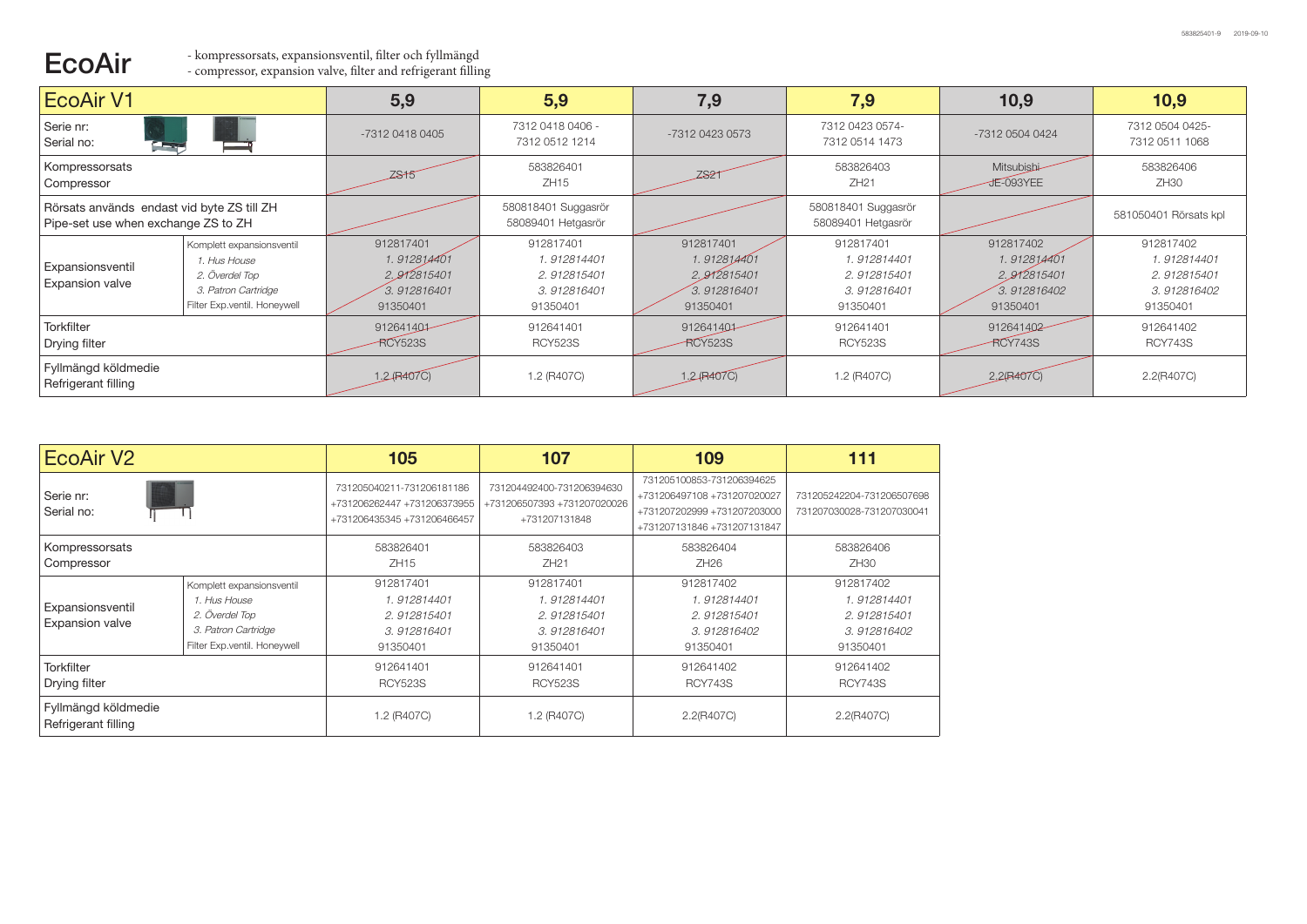# EcoAir

- kompressorsats, expansionsventil, filter och fyllmängd
- compressor, expansion valve, filter and refrigerant filling

| EcoAir V1 | | 5,9 | 5,9 | 7,9 | 7,9 | 10,9 | 10,9 |
|---|---|---|---|---|---|---|---|
| Serie nr: Serial no: | | -7312 0418 0405 | 7312 0418 0406 - 7312 0512 1214 | -7312 0423 0573 | 7312 0423 0574- 7312 0514 1473 | -7312 0504 0424 | 7312 0504 0425- 7312 0511 1068 |
| Kompressorsats Compressor | | ZS15 | 583826401 ZH15 | ZS21 | 583826403 ZH21 | Mitsubishi JE-093YEE | 583826406 ZH30 |
| Rörsats används endast vid byte ZS till ZH Pipe-set use when exchange ZS to ZH | | | 580818401 Suggasrör 58089401 Hetgasrör | | 580818401 Suggasrör 58089401 Hetgasrör | | 581050401 Rörsats kpl |
| Expansionsventil Expansion valve | Komplett expansionsventil *1. Hus House* *2. Överdel Top* *3. Patron Cartridge* Filter Exp.ventil. Honeywell | 912817401 *1. 912814401* *2. 912815401* *3. 912816401* 91350401 | 912817401 *1. 912814401* *2. 912815401* *3. 912816401* 91350401 | 912817401 *1. 912814401* *2. 912815401* *3. 912816401* 91350401 | 912817401 *1. 912814401* *2. 912815401* *3. 912816401* 91350401 | 912817402 *1. 912814401* *2. 912815401* *3. 912816402* 91350401 | 912817402 *1. 912814401* *2. 912815401* *3. 912816402* 91350401 |
| Torkfilter Drying filter | | 912641401 RCY523S | 912641401 RCY523S | 912641401 RCY523S | 912641401 RCY523S | 912641402 RCY743S | 912641402 RCY743S |
| Fyllmängd köldmedie Refrigerant filling | | 1.2 (R407C) | 1.2 (R407C) | 1.2 (R407C) | 1.2 (R407C) | 2.2(R407C) | 2.2(R407C) |

| EcoAir V2 | | 105 | 107 | 109 | 111 |
|---|---|---|---|---|---|
| Serie nr: Serial no: | | 731205040211-731206181186 +731206262447 +731206373955 +731206435345 +731206466457 | 731204492400-731206394630 +731206507393 +731207020026 +731207131848 | 731205100853-731206394625 +731206497108 +731207020027 +731207202999 +731207203000 +731207131846 +731207131847 | 731205242204-731206507698 731207030028-731207030041 |
| Kompressorsats Compressor | | 583826401 ZH15 | 583826403 ZH21 | 583826404 ZH26 | 583826406 ZH30 |
| Expansionsventil Expansion valve | Komplett expansionsventil *1. Hus House* *2. Överdel Top* *3. Patron Cartridge* Filter Exp.ventil. Honeywell | 912817401 *1. 912814401* *2. 912815401* *3. 912816401* 91350401 | 912817401 *1. 912814401* *2. 912815401* *3. 912816401* 91350401 | 912817402 *1. 912814401* *2. 912815401* *3. 912816402* 91350401 | 912817402 *1. 912814401* *2. 912815401* *3. 912816402* 91350401 |
| Torkfilter Drying filter | | 912641401 RCY523S | 912641401 RCY523S | 912641402 RCY743S | 912641402 RCY743S |
| Fyllmängd köldmedie Refrigerant filling | | 1.2 (R407C) | 1.2 (R407C) | 2.2(R407C) | 2.2(R407C) |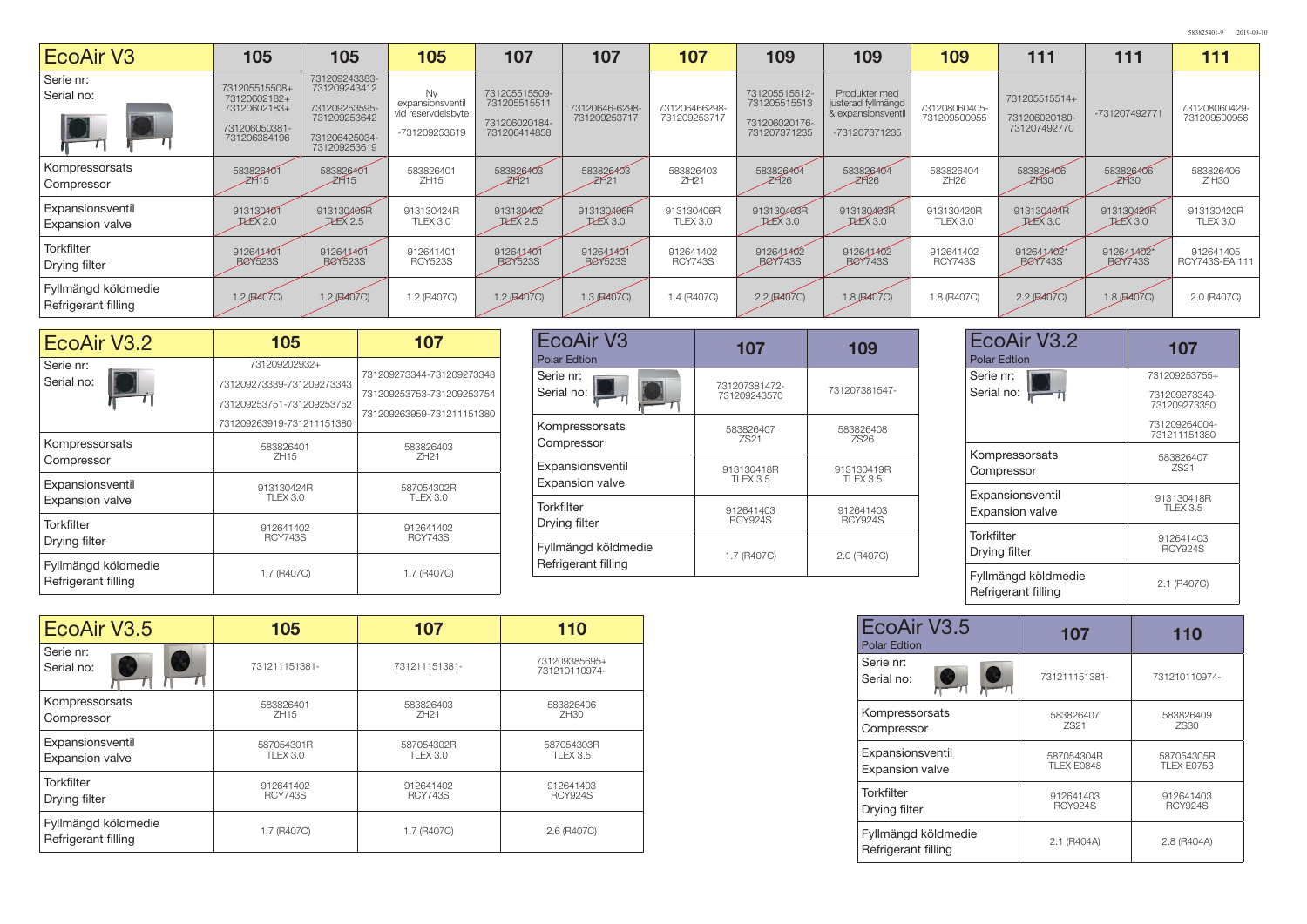## EcoAir V3

| EcoAir V3 | 105 | 105 | 105 | 107 | 107 | 107 | 109 | 109 | 109 | 111 | 111 | 111 |
|---|---|---|---|---|---|---|---|---|---|---|---|---|
| Serie nr: Serial no: | 731205515508+ 73120602182+ 73120602183+ 731206050381- 731206384196 | 731209243383- 731209243412 731209253595- 731209253642 731206425034- 731209253619 | Ny expansionsventil vid reservdelsbyte -731209253619 | 731205515509- 731205515511 731206020184- 731206414858 | 73120646-6298- 731209253717 | 731206466298- 731209253717 | 731205515512- 731205515513 731206020176- 731207371235 | Produkter med justerad fyllmängd & expansionsventil -731207371235 | 731208060405- 731209500955 | 731205515514+ 731206020180- 731207492770 | -731207492771 | 731208060429- 731209500956 |
| Kompressorsats Compressor | 583826401 ZH15 | 583826401 ZH15 | 583826401 ZH15 | 583826403 ZH21 | 583826403 ZH21 | 583826403 ZH21 | 583826404 ZH26 | 583826404 ZH26 | 583826404 ZH26 | 583826406 ZH30 | 583826406 ZH30 | 583826406 Z H30 |
| Expansionsventil Expansion valve | 913130401 TLEX 2.0 | 913130405R TLEX 2.5 | 913130424R TLEX 3.0 | 913130402 TLEX 2.5 | 913130406R TLEX 3.0 | 913130406R TLEX 3.0 | 913130403R TLEX 3.0 | 913130403R TLEX 3.0 | 913130420R TLEX 3.0 | 913130404R TLEX 3.0 | 913130420R TLEX 3.0 | 913130420R TLEX 3.0 |
| Torkfilter Drying filter | 912641401 RCY523S | 912641401 RCY523S | 912641401 RCY523S | 912641401 RCY523S | 912641401 RCY523S | 912641402 RCY743S | 912641402 RCY743S | 912641402 RCY743S | 912641402 RCY743S | 912641402* RCY743S | 912641402* RCY743S | 912641405 RCY743S-EA 111 |
| Fyllmängd köldmedie Refrigerant filling | 1.2 (R407C) | 1.2 (R407C) | 1.2 (R407C) | 1.2 (R407C) | 1.3 (R407C) | 1.4 (R407C) | 2.2 (R407C) | 1.8 (R407C) | 1.8 (R407C) | 2.2 (R407C) | 1.8 (R407C) | 2.0 (R407C) |

## EcoAir V3.2

| EcoAir V3.2 | 105 | 107 |
|---|---|---|
| Serie nr: Serial no: | 731209202932+ 731209273339-731209273343 731209253751-731209253752 731209263919-731211151380 | 731209273344-731209273348 731209253753-731209253754 731209263959-731211151380 |
| Kompressorsats Compressor | 583826401 ZH15 | 583826403 ZH21 |
| Expansionsventil Expansion valve | 913130424R TLEX 3.0 | 587054302R TLEX 3.0 |
| Torkfilter Drying filter | 912641402 RCY743S | 912641402 RCY743S |
| Fyllmängd köldmedie Refrigerant filling | 1.7 (R407C) | 1.7 (R407C) |

## EcoAir V3 Polar Edtion

| EcoAir V3 Polar Edtion | 107 | 109 |
|---|---|---|
| Serie nr: Serial no: | 731207381472- 731209243570 | 731207381547- |
| Kompressorsats Compressor | 583826407 ZS21 | 583826408 ZS26 |
| Expansionsventil Expansion valve | 913130418R TLEX 3.5 | 913130419R TLEX 3.5 |
| Torkfilter Drying filter | 912641403 RCY924S | 912641403 RCY924S |
| Fyllmängd köldmedie Refrigerant filling | 1.7 (R407C) | 2.0 (R407C) |

## EcoAir V3.2 Polar Edtion

| EcoAir V3.2 Polar Edtion | 107 |
|---|---|
| Serie nr: Serial no: | 731209253755+ 731209273349- 731209273350 731209264004- 731211151380 |
| Kompressorsats Compressor | 583826407 ZS21 |
| Expansionsventil Expansion valve | 913130418R TLEX 3.5 |
| Torkfilter Drying filter | 912641403 RCY924S |
| Fyllmängd köldmedie Refrigerant filling | 2.1 (R407C) |

## EcoAir V3.5

| EcoAir V3.5 | 105 | 107 | 110 |
|---|---|---|---|
| Serie nr: Serial no: | 731211151381- | 731211151381- | 731209385695+ 731210110974- |
| Kompressorsats Compressor | 583826401 ZH15 | 583826403 ZH21 | 583826406 ZH30 |
| Expansionsventil Expansion valve | 587054301R TLEX 3.0 | 587054302R TLEX 3.0 | 587054303R TLEX 3.5 |
| Torkfilter Drying filter | 912641402 RCY743S | 912641402 RCY743S | 912641403 RCY924S |
| Fyllmängd köldmedie Refrigerant filling | 1.7 (R407C) | 1.7 (R407C) | 2.6 (R407C) |

## EcoAir V3.5 Polar Edtion

| EcoAir V3.5 Polar Edtion | 107 | 110 |
|---|---|---|
| Serie nr: Serial no: | 731211151381- | 731210110974- |
| Kompressorsats Compressor | 583826407 ZS21 | 583826409 ZS30 |
| Expansionsventil Expansion valve | 587054304R TLEX E0848 | 587054305R TLEX E0753 |
| Torkfilter Drying filter | 912641403 RCY924S | 912641403 RCY924S |
| Fyllmängd köldmedie Refrigerant filling | 2.1 (R404A) | 2.8 (R404A) |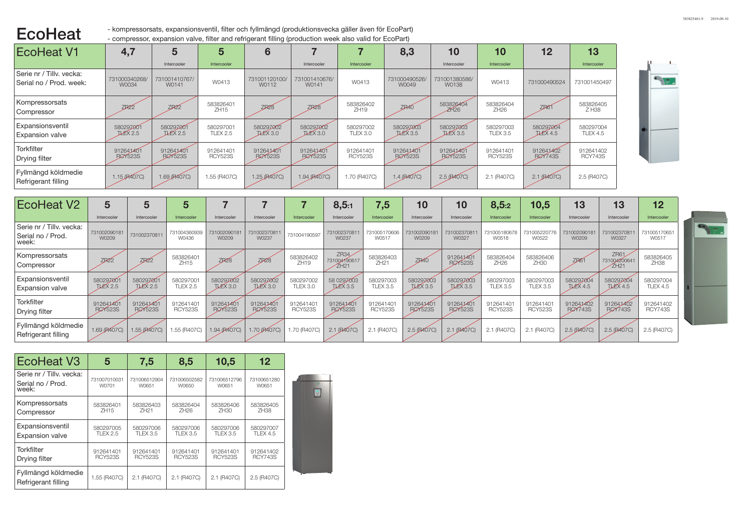# EcoHeat

- kompressorsats, expansionsventil, filter och fyllmängd (produktionsvecka gäller även för EcoPart)
- compressor, expansion valve, filter and refrigerant filling (production week also valid for EcoPart)

| EcoHeat V1 | 4,7 | 5 Intercooler | 5 Intercooler | 6 | 7 Intercooler | 7 Intercooler | 8,3 | 10 Intercooler | 10 Intercooler | 12 | 13 Intercooler |
|---|---|---|---|---|---|---|---|---|---|---|---|
| Serie nr / Tillv. vecka: Serial no / Prod. week: | 731000340268/ W0034 | 731001410767/ W0141 | W0413 | 731001120100/ W0112 | 731001410676/ W0141 | W0413 | 731000490526/ W0049 | 731001380586/ W0138 | W0413 | 731000490524 | 731001450497 |
| Kompressorsats Compressor | ZR22 | ZR22 | 583826401 ZH15 | ZR28 | ZR28 | 583826402 ZH19 | ZR40 | 583826404 ZH26 | 583826404 ZH26 | ZR61 | 583826405 Z H38 |
| Expansionsventil Expansion valve | 580297001 TLEX 2.5 | 580297001 TLEX 2.5 | 580297001 TLEX 2.5 | 580297002 TLEX 3.0 | 580297002 TLEX 3.0 | 580297002 TLEX 3.0 | 580297003 TLEX 3.5 | 580297003 TLEX 3.5 | 580297003 TLEX 3.5 | 580297004 TLEX 4.5 | 580297004 TLEX 4.5 |
| Torkfilter Drying filter | 912641401 RCY523S | 912641401 RCY523S | 912641401 RCY523S | 912641401 RCY523S | 912641401 RCY523S | 912641401 RCY523S | 912641401 RCY523S | 912641401 RCY523S | 912641401 RCY523S | 912641402 RCY743S | 912641402 RCY743S |
| Fyllmängd köldmedie Refrigerant filling | 1.15 (R407C) | 1.69 (R407C) | 1.55 (R407C) | 1.25 (R407C) | 1.94 (R407C) | 1.70 (R407C) | 1.4 (R407C) | 2.5 (R407C) | 2.1 (R407C) | 2.1 (R407C) | 2.5 (R407C) |

| EcoHeat V2 | 5 Intercooler | 5 Intercooler | 5 Intercooler | 7 Intercooler | 7 Intercooler | 7 Intercooler | 8,5:1 Intercooler | 7,5 Intercooler | 10 Intercooler | 10 Intercooler | 8,5:2 Intercooler | 10,5 Intercooler | 13 Intercooler | 13 Intercooler | 12 Intercooler |
|---|---|---|---|---|---|---|---|---|---|---|---|---|---|---|---|
| Serie nr / Tillv. vecka: Serial no / Prod. week: | 731002090181 W0209 | 731002370811 | 731004360939 W0436 | 731002090181 W0209 | 731002370811 W0237 | 731004190597 | 731002370811 W0237 | 731005170606 W0517 | 731002090181 W0209 | 731002370811 W0327 | 731005180678 W0518 | 731005220776 W0522 | 731002090181 W0209 | 731002370811 W0327 | 731005170651 W0517 |
| Kompressorsats Compressor | ZR22 | ZR22 | 583826401 ZH15 | ZR28 | ZR28 | 583826402 ZH19 | ZR34 731004190617 ZH21 | 583826403 ZH21 | ZR40 | 912641401 RCY523S | 583826404 ZH26 | 583826406 ZH30 | ZR61 | ZR61 731004200641 ZH21 | 583826405 ZH38 |
| Expansionsventil Expansion valve | 580297001 TLEX 2.5 | 580297001 TLEX 2.5 | 580297001 TLEX 2.5 | 580297002 TLEX 3.0 | 580297002 TLEX 3.0 | 580297002 TLEX 3.0 | 58 0297003 TLEX 3.5 | 580297003 TLEX 3.5 | 580297003 TLEX 3.5 | 580297003 TLEX 3.5 | 580297003 TLEX 3.5 | 580297003 TLEX 3.5 | 580297004 TLEX 4.5 | 580297004 TLEX 4.5 | 580297004 TLEX 4.5 |
| Torkfilter Drying filter | 912641401 RCY523S | 912641401 RCY523S | 912641401 RCY523S | 912641401 RCY523S | 912641401 RCY523S | 912641401 RCY523S | 912641401 RCY523S | 912641401 RCY523S | 912641401 RCY523S | 912641401 RCY523S | 912641401 RCY523S | 912641401 RCY523S | 912641402 RCY743S | 912641402 RCY743S | 912641402 RCY743S |
| Fyllmängd köldmedie Refrigerant filling | 1.69 (R407C) | 1.55 (R407C) | 1.55 (R407C) | 1.94 (R407C) | 1.70 (R407C) | 1.70 (R407C) | 2.1 (R407C) | 2.1 (R407C) | 2.5 (R407C) | 2.1 (R407C) | 2.1 (R407C) | 2.1 (R407C) | 2.5 (R407C) | 2.5 (R407C) | 2.5 (R407C) |

| EcoHeat V3 | 5 | 7,5 | 8,5 | 10,5 | 12 |
|---|---|---|---|---|---|
| Serie nr / Tillv. vecka: Serial no / Prod. week: | 731007010031 W0701 | 731006512904 W0651 | 731006502582 W0650 | 731006512796 W0651 | 73100651280 W0651 |
| Kompressorsats Compressor | 583826401 ZH15 | 583826403 ZH21 | 583826404 ZH26 | 583826406 ZH30 | 583826405 ZH38 |
| Expansionsventil Expansion valve | 580297005 TLEX 2.5 | 580297006 TLEX 3.5 | 580297006 TLEX 3.5 | 580297006 TLEX 3.5 | 580297007 TLEX 4.5 |
| Torkfilter Drying filter | 912641401 RCY523S | 912641401 RCY523S | 912641401 RCY523S | 912641401 RCY523S | 912641402 RCY743S |
| Fyllmängd köldmedie Refrigerant filling | 1.55 (R407C) | 2.1 (R407C) | 2.1 (R407C) | 2.1 (R407C) | 2.5 (R407C) |